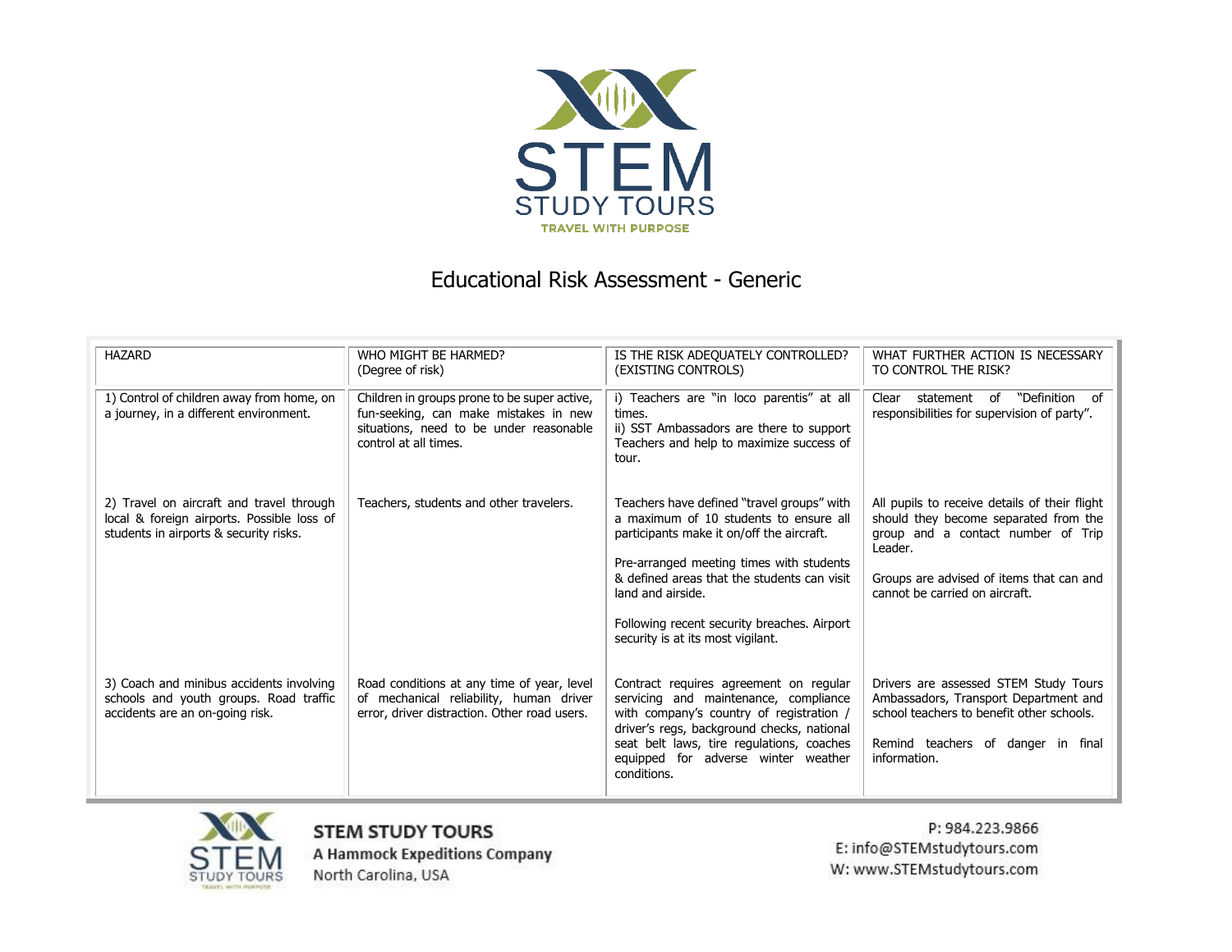# Educational Risk Assessment - Generic

| HAZARD | WHO MIGHT BE HARMED? (Degree of risk) | IS THE RISK ADEQUATELY CONTROLLED? (EXISTING CONTROLS) | WHAT FURTHER ACTION IS NECESSARY TO CONTROL THE RISK? |
|---|---|---|---|
| 1) Control of children away from home, on a journey, in a different environment. | Children in groups prone to be super active, fun-seeking, can make mistakes in new situations, need to be under reasonable control at all times. | i) Teachers are "in loco parentis" at all times.<br>ii) SST Ambassadors are there to support Teachers and help to maximize success of tour. | Clear statement of "Definition of responsibilities for supervision of party". |
| 2) Travel on aircraft and travel through local & foreign airports. Possible loss of students in airports & security risks. | Teachers, students and other travelers. | Teachers have defined "travel groups" with a maximum of 10 students to ensure all participants make it on/off the aircraft.<br><br>Pre-arranged meeting times with students & defined areas that the students can visit land and airside.<br><br>Following recent security breaches. Airport security is at its most vigilant. | All pupils to receive details of their flight should they become separated from the group and a contact number of Trip Leader.<br><br>Groups are advised of items that can and cannot be carried on aircraft. |
| 3) Coach and minibus accidents involving schools and youth groups. Road traffic accidents are an on-going risk. | Road conditions at any time of year, level of mechanical reliability, human driver error, driver distraction. Other road users. | Contract requires agreement on regular servicing and maintenance, compliance with company's country of registration / driver's regs, background checks, national seat belt laws, tire regulations, coaches equipped for adverse winter weather conditions. | Drivers are assessed STEM Study Tours Ambassadors, Transport Department and school teachers to benefit other schools.<br><br>Remind teachers of danger in final information. |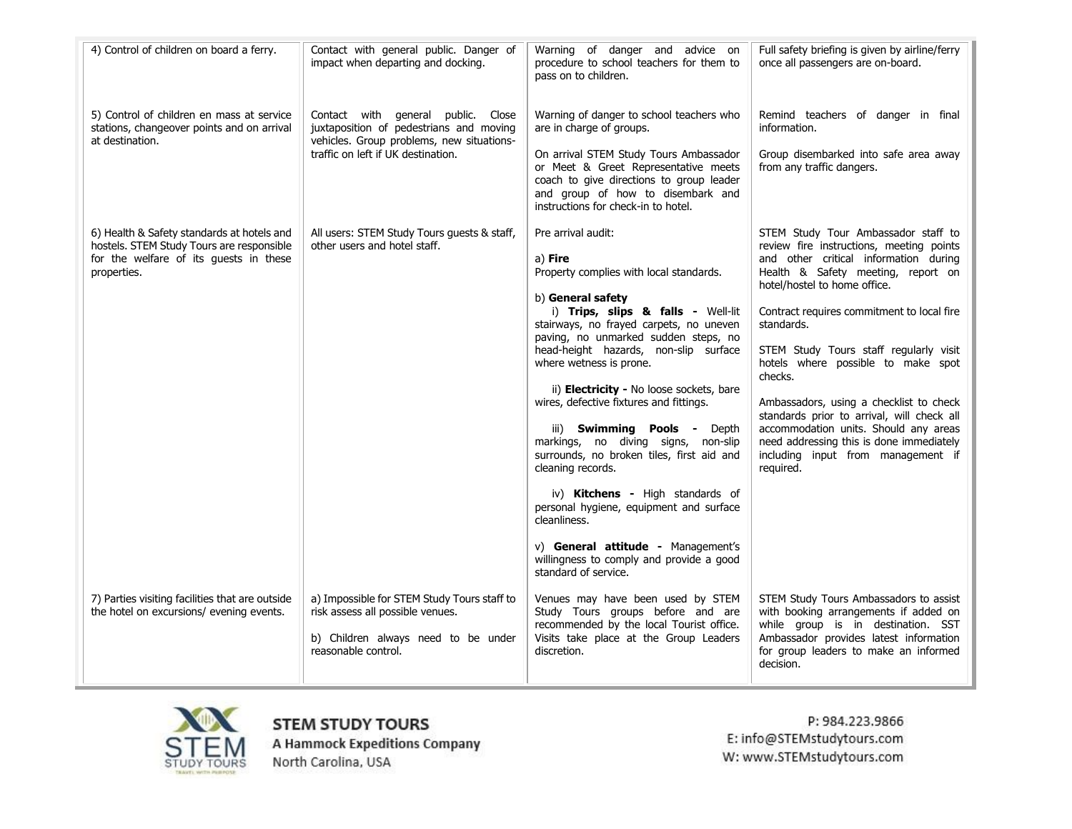| | | | |
|---|---|---|---|
| 4) Control of children on board a ferry. | Contact with general public. Danger of impact when departing and docking. | Warning of danger and advice on procedure to school teachers for them to pass on to children. | Full safety briefing is given by airline/ferry once all passengers are on-board. |
| 5) Control of children en mass at service stations, changeover points and on arrival at destination. | Contact with general public. Close juxtaposition of pedestrians and moving vehicles. Group problems, new situations-traffic on left if UK destination. | Warning of danger to school teachers who are in charge of groups.<br><br>On arrival STEM Study Tours Ambassador or Meet & Greet Representative meets coach to give directions to group leader and group of how to disembark and instructions for check-in to hotel. | Remind teachers of danger in final information.<br><br>Group disembarked into safe area away from any traffic dangers. |
| 6) Health & Safety standards at hotels and hostels. STEM Study Tours are responsible for the welfare of its guests in these properties. | All users: STEM Study Tours guests & staff, other users and hotel staff. | Pre arrival audit:<br><br>a) **Fire**<br>Property complies with local standards.<br><br>b) **General safety**<br>i) **Trips, slips & falls -** Well-lit stairways, no frayed carpets, no uneven paving, no unmarked sudden steps, no head-height hazards, non-slip surface where wetness is prone.<br><br>ii) **Electricity -** No loose sockets, bare wires, defective fixtures and fittings.<br><br>iii) **Swimming Pools -** Depth markings, no diving signs, non-slip surrounds, no broken tiles, first aid and cleaning records.<br><br>iv) **Kitchens -** High standards of personal hygiene, equipment and surface cleanliness.<br><br>v) **General attitude -** Management's willingness to comply and provide a good standard of service. | STEM Study Tour Ambassador staff to review fire instructions, meeting points and other critical information during Health & Safety meeting, report on hotel/hostel to home office.<br><br>Contract requires commitment to local fire standards.<br><br>STEM Study Tours staff regularly visit hotels where possible to make spot checks.<br><br>Ambassadors, using a checklist to check standards prior to arrival, will check all accommodation units. Should any areas need addressing this is done immediately including input from management if required. |
| 7) Parties visiting facilities that are outside the hotel on excursions/ evening events. | a) Impossible for STEM Study Tours staff to risk assess all possible venues.<br><br>b) Children always need to be under reasonable control. | Venues may have been used by STEM Study Tours groups before and are recommended by the local Tourist office. Visits take place at the Group Leaders discretion. | STEM Study Tours Ambassadors to assist with booking arrangements if added on while group is in destination. SST Ambassador provides latest information for group leaders to make an informed decision. |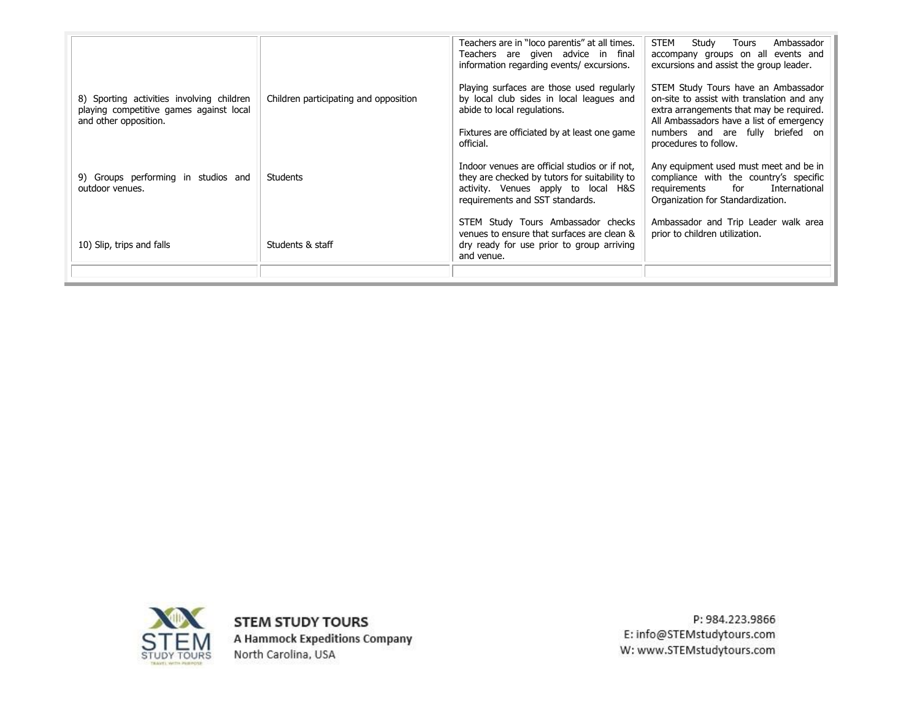| | | | |
|---|---|---|---|
| 8) Sporting activities involving children playing competitive games against local and other opposition. | Children participating and opposition | Teachers are in "loco parentis" at all times. Teachers are given advice in final information regarding events/ excursions.<br><br>Playing surfaces are those used regularly by local club sides in local leagues and abide to local regulations.<br><br>Fixtures are officiated by at least one game official. | STEM Study Tours Ambassador accompany groups on all events and excursions and assist the group leader.<br><br>STEM Study Tours have an Ambassador on-site to assist with translation and any extra arrangements that may be required. All Ambassadors have a list of emergency numbers and are fully briefed on procedures to follow. |
| 9) Groups performing in studios and outdoor venues. | Students | Indoor venues are official studios or if not, they are checked by tutors for suitability to activity. Venues apply to local H&S requirements and SST standards. | Any equipment used must meet and be in compliance with the country's specific requirements for International Organization for Standardization. |
| 10) Slip, trips and falls | Students & staff | STEM Study Tours Ambassador checks venues to ensure that surfaces are clean & dry ready for use prior to group arriving and venue. | Ambassador and Trip Leader walk area prior to children utilization. |
| | | | |

**STEM STUDY TOURS**
**A Hammock Expeditions Company**
North Carolina, USA

P: 984.223.9866
E: info@STEMstudytours.com
W: www.STEMstudytours.com